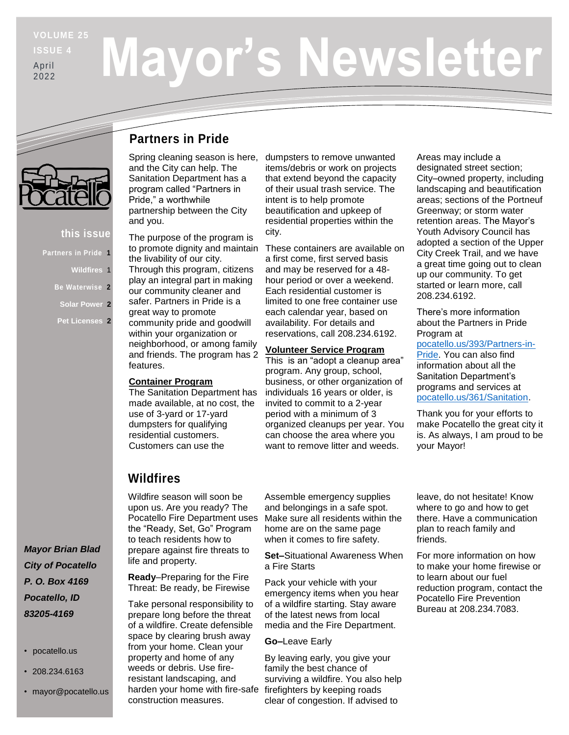# Mayor's Newsletter

VOLUME 25
ISSUE 4
April 2022

**this issue**

- Partners in Pride 1
- Wildfires 1
- Be Waterwise 2
- Solar Power 2
- Pet Licenses 2

## Partners in Pride

Spring cleaning season is here, and the City can help. The Sanitation Department has a program called "Partners in Pride," a worthwhile partnership between the City and you.

The purpose of the program is to promote dignity and maintain the livability of our city. Through this program, citizens play an integral part in making our community cleaner and safer. Partners in Pride is a great way to promote community pride and goodwill within your organization or neighborhood, or among family and friends. The program has 2 features.

**Container Program**

The Sanitation Department has made available, at no cost, the use of 3-yard or 17-yard dumpsters for qualifying residential customers. Customers can use the dumpsters to remove unwanted items/debris or work on projects that extend beyond the capacity of their usual trash service. The intent is to help promote beautification and upkeep of residential properties within the city.

These containers are available on a first come, first served basis and may be reserved for a 48-hour period or over a weekend. Each residential customer is limited to one free container use each calendar year, based on availability. For details and reservations, call 208.234.6192.

**Volunteer Service Program**

This is an "adopt a cleanup area" program. Any group, school, business, or other organization of individuals 16 years or older, is invited to commit to a 2-year period with a minimum of 3 organized cleanups per year. You can choose the area where you want to remove litter and weeds. Areas may include a designated street section; City–owned property, including landscaping and beautification areas; sections of the Portneuf Greenway; or storm water retention areas. The Mayor's Youth Advisory Council has adopted a section of the Upper City Creek Trail, and we have a great time going out to clean up our community. To get started or learn more, call 208.234.6192.

There's more information about the Partners in Pride Program at pocatello.us/393/Partners-in-Pride. You can also find information about all the Sanitation Department's programs and services at pocatello.us/361/Sanitation.

Thank you for your efforts to make Pocatello the great city it is. As always, I am proud to be your Mayor!

## Wildfires

Wildfire season will soon be upon us. Are you ready? The Pocatello Fire Department uses the "Ready, Set, Go" Program to teach residents how to prepare against fire threats to life and property.

**Ready**–Preparing for the Fire Threat: Be ready, be Firewise

Take personal responsibility to prepare long before the threat of a wildfire. Create defensible space by clearing brush away from your home. Clean your property and home of any weeds or debris. Use fire-resistant landscaping, and harden your home with fire-safe construction measures. Assemble emergency supplies and belongings in a safe spot. Make sure all residents within the home are on the same page when it comes to fire safety.

**Set–**Situational Awareness When a Fire Starts

Pack your vehicle with your emergency items when you hear of a wildfire starting. Stay aware of the latest news from local media and the Fire Department.

**Go–**Leave Early

By leaving early, you give your family the best chance of surviving a wildfire. You also help firefighters by keeping roads clear of congestion. If advised to leave, do not hesitate! Know where to go and how to get there. Have a communication plan to reach family and friends.

For more information on how to make your home firewise or to learn about our fuel reduction program, contact the Pocatello Fire Prevention Bureau at 208.234.7083.

*Mayor Brian Blad*
*City of Pocatello*
*P. O. Box 4169*
*Pocatello, ID*
*83205-4169*

- pocatello.us
- 208.234.6163
- mayor@pocatello.us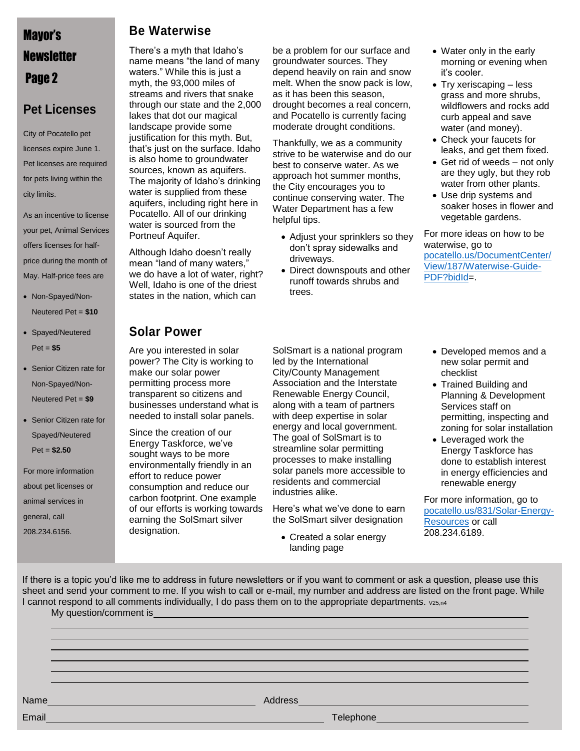# Mayor's Newsletter Page 2

## Pet Licenses

City of Pocatello pet licenses expire June 1. Pet licenses are required for pets living within the city limits.

As an incentive to license your pet, Animal Services offers licenses for half-price during the month of May. Half-price fees are

- Non-Spayed/Non-Neutered Pet = **$10**
- Spayed/Neutered Pet = **$5**
- Senior Citizen rate for Non-Spayed/Non-Neutered Pet = **$9**
- Senior Citizen rate for Spayed/Neutered Pet = **$2.50**

For more information about pet licenses or animal services in general, call 208.234.6156.

## Be Waterwise

There's a myth that Idaho's name means "the land of many waters." While this is just a myth, the 93,000 miles of streams and rivers that snake through our state and the 2,000 lakes that dot our magical landscape provide some justification for this myth. But, that's just on the surface. Idaho is also home to groundwater sources, known as aquifers. The majority of Idaho's drinking water is supplied from these aquifers, including right here in Pocatello. All of our drinking water is sourced from the Portneuf Aquifer.

Although Idaho doesn't really mean "land of many waters," we do have a lot of water, right? Well, Idaho is one of the driest states in the nation, which can be a problem for our surface and groundwater sources. They depend heavily on rain and snow melt. When the snow pack is low, as it has been this season, drought becomes a real concern, and Pocatello is currently facing moderate drought conditions.

Thankfully, we as a community strive to be waterwise and do our best to conserve water. As we approach hot summer months, the City encourages you to continue conserving water. The Water Department has a few helpful tips.

- Adjust your sprinklers so they don't spray sidewalks and driveways.
- Direct downspouts and other runoff towards shrubs and trees.
- Water only in the early morning or evening when it's cooler.
- Try xeriscaping – less grass and more shrubs, wildflowers and rocks add curb appeal and save water (and money).
- Check your faucets for leaks, and get them fixed.
- Get rid of weeds – not only are they ugly, but they rob water from other plants.
- Use drip systems and soaker hoses in flower and vegetable gardens.

For more ideas on how to be waterwise, go to pocatello.us/DocumentCenter/View/187/Waterwise-Guide-PDF?bidId=.

## Solar Power

Are you interested in solar power? The City is working to make our solar power permitting process more transparent so citizens and businesses understand what is needed to install solar panels.

Since the creation of our Energy Taskforce, we've sought ways to be more environmentally friendly in an effort to reduce power consumption and reduce our carbon footprint. One example of our efforts is working towards earning the SolSmart silver designation.

SolSmart is a national program led by the International City/County Management Association and the Interstate Renewable Energy Council, along with a team of partners with deep expertise in solar energy and local government. The goal of SolSmart is to streamline solar permitting processes to make installing solar panels more accessible to residents and commercial industries alike.

Here's what we've done to earn the SolSmart silver designation

- Created a solar energy landing page
- Developed memos and a new solar permit and checklist
- Trained Building and Planning & Development Services staff on permitting, inspecting and zoning for solar installation
- Leveraged work the Energy Taskforce has done to establish interest in energy efficiencies and renewable energy

For more information, go to pocatello.us/831/Solar-Energy-Resources or call 208.234.6189.

---

If there is a topic you'd like me to address in future newsletters or if you want to comment or ask a question, please use this sheet and send your comment to me. If you wish to call or e-mail, my number and address are listed on the front page. While I cannot respond to all comments individually, I do pass them on to the appropriate departments. V25,n4

My question/comment is ______________________________

______________________________

______________________________

______________________________

______________________________

______________________________

______________________________

Name ______________________ Address ______________________

Email ______________________ Telephone ______________________